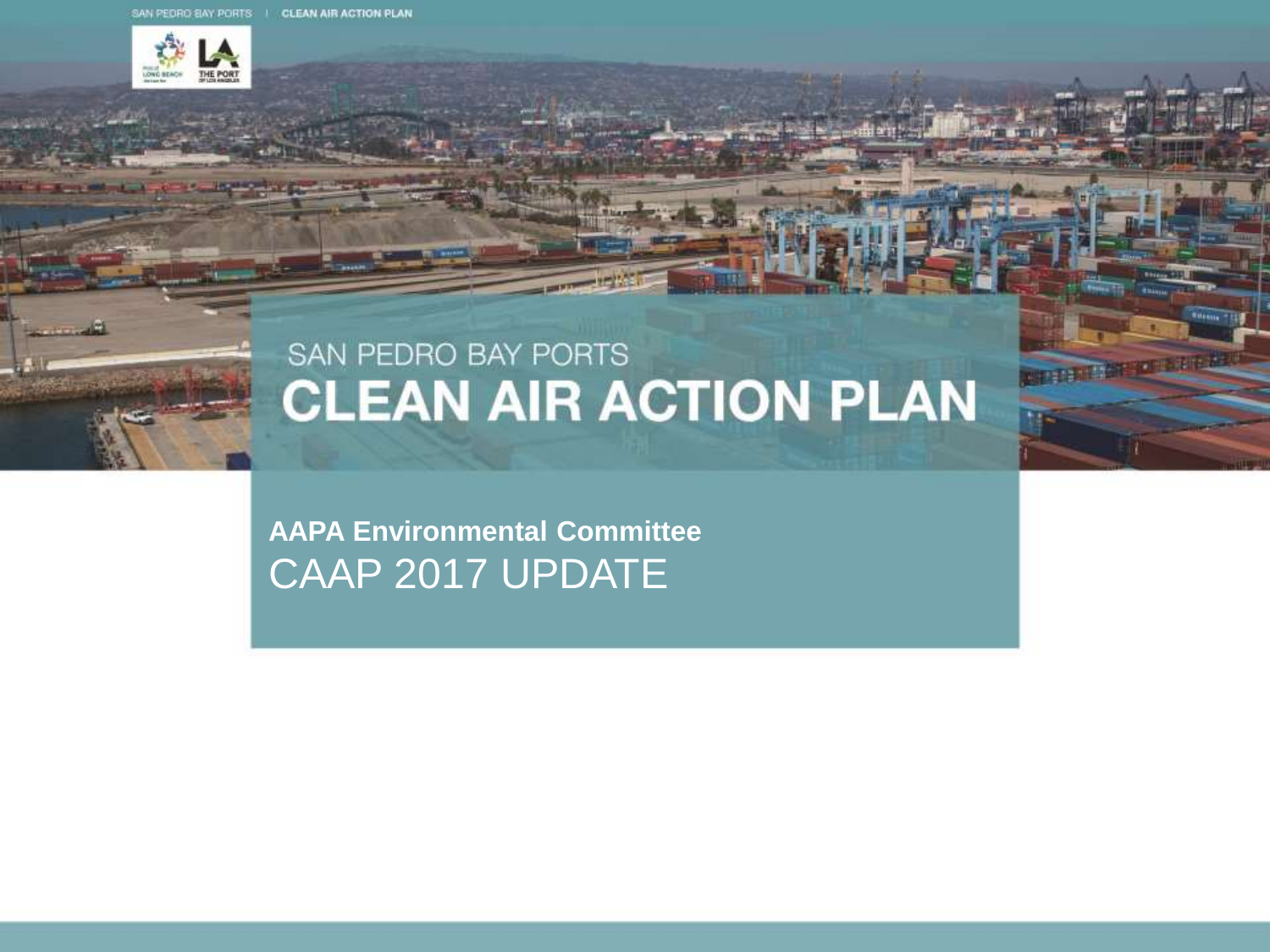# SAN PEDRO BAY PORTS

# CLEAN AIR ACTION PLAN

**AAPA Environmental Committee**

CAAP 2017 UPDATE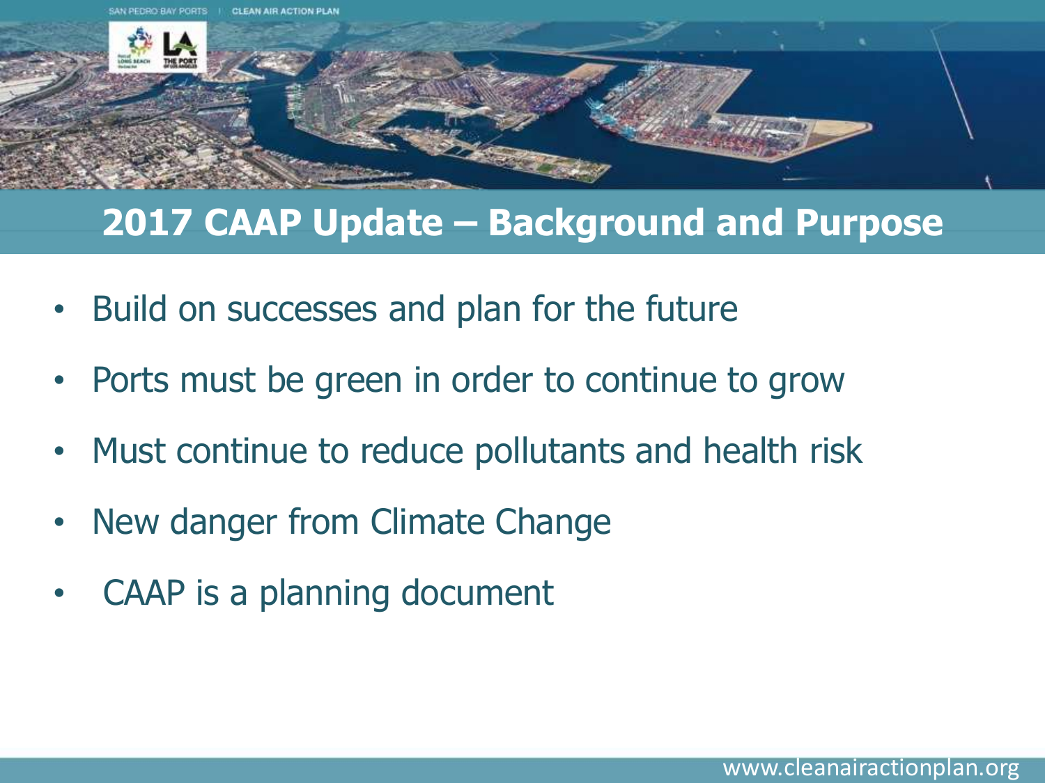# 2017 CAAP Update – Background and Purpose

- Build on successes and plan for the future
- Ports must be green in order to continue to grow
- Must continue to reduce pollutants and health risk
- New danger from Climate Change
- CAAP is a planning document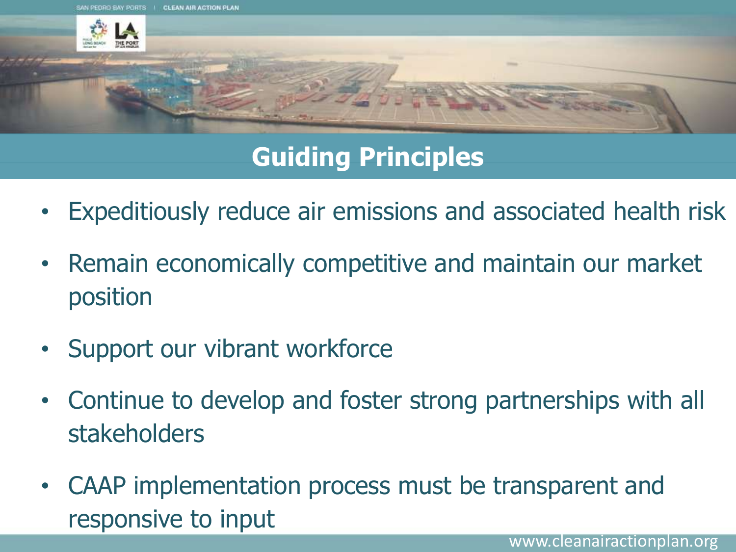## Guiding Principles

- Expeditiously reduce air emissions and associated health risk
- Remain economically competitive and maintain our market position
- Support our vibrant workforce
- Continue to develop and foster strong partnerships with all stakeholders
- CAAP implementation process must be transparent and responsive to input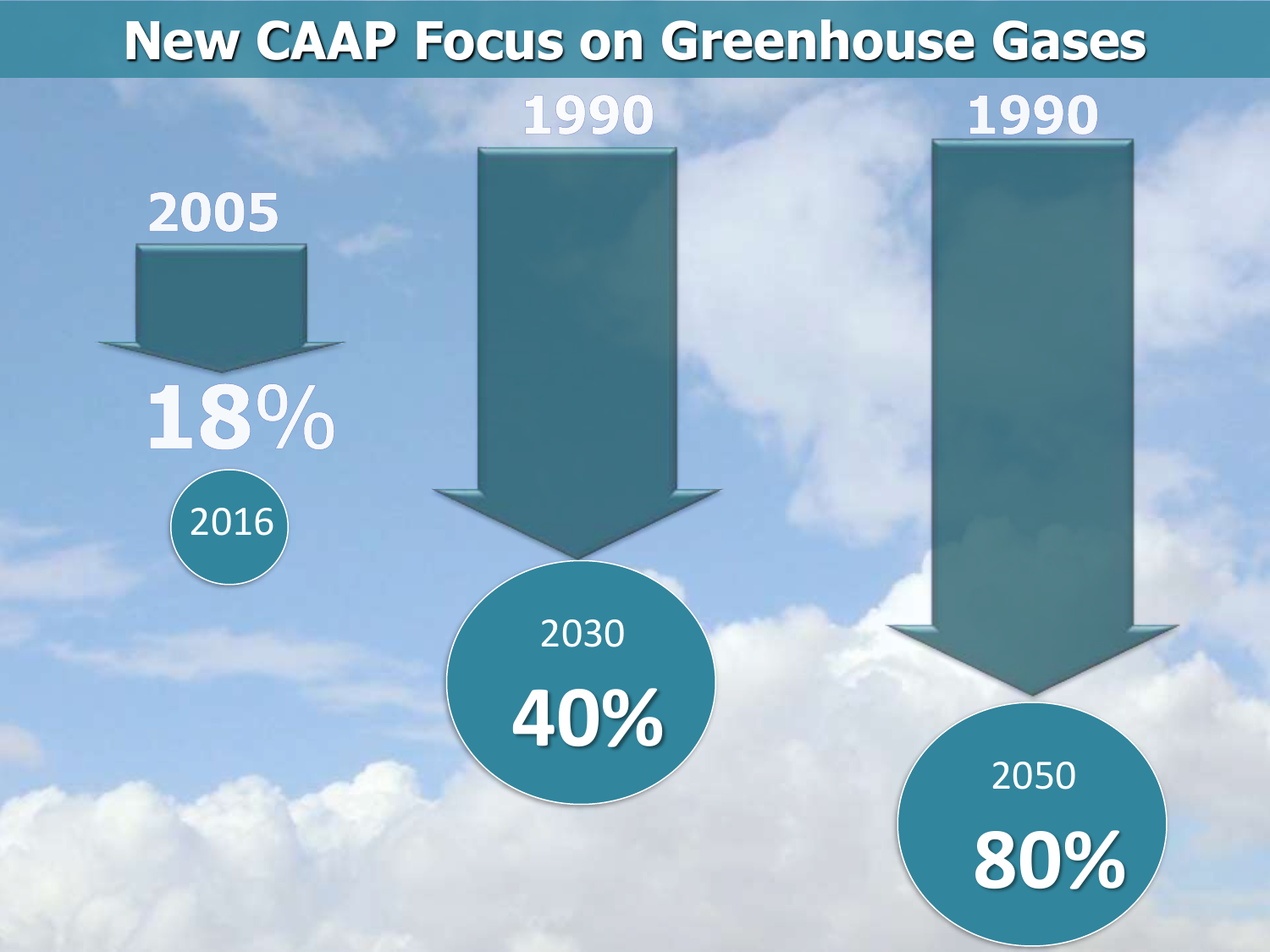# New CAAP Focus on Greenhouse Gases

2005

18%

2016

1990

2030

40%

1990

2050

80%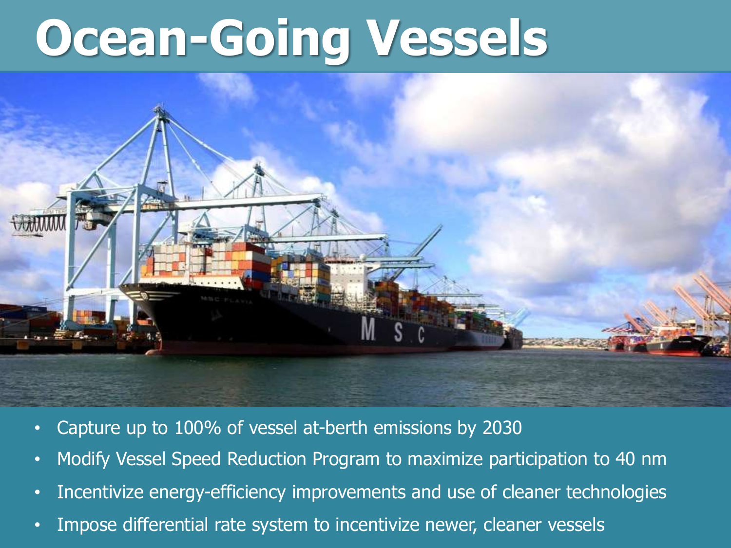# Ocean-Going Vessels

- Capture up to 100% of vessel at-berth emissions by 2030
- Modify Vessel Speed Reduction Program to maximize participation to 40 nm
- Incentivize energy-efficiency improvements and use of cleaner technologies
- Impose differential rate system to incentivize newer, cleaner vessels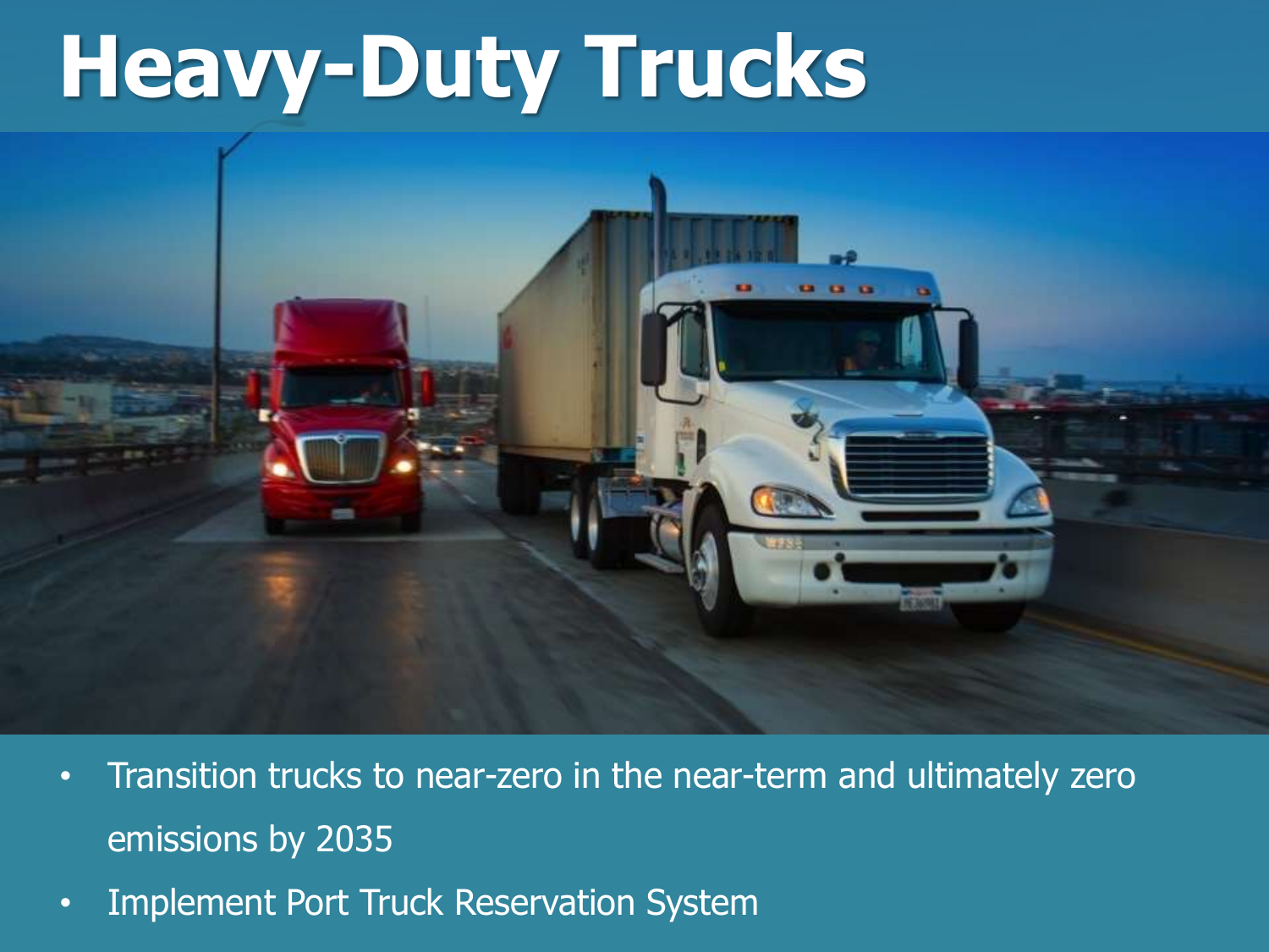# Heavy-Duty Trucks

- Transition trucks to near-zero in the near-term and ultimately zero emissions by 2035
- Implement Port Truck Reservation System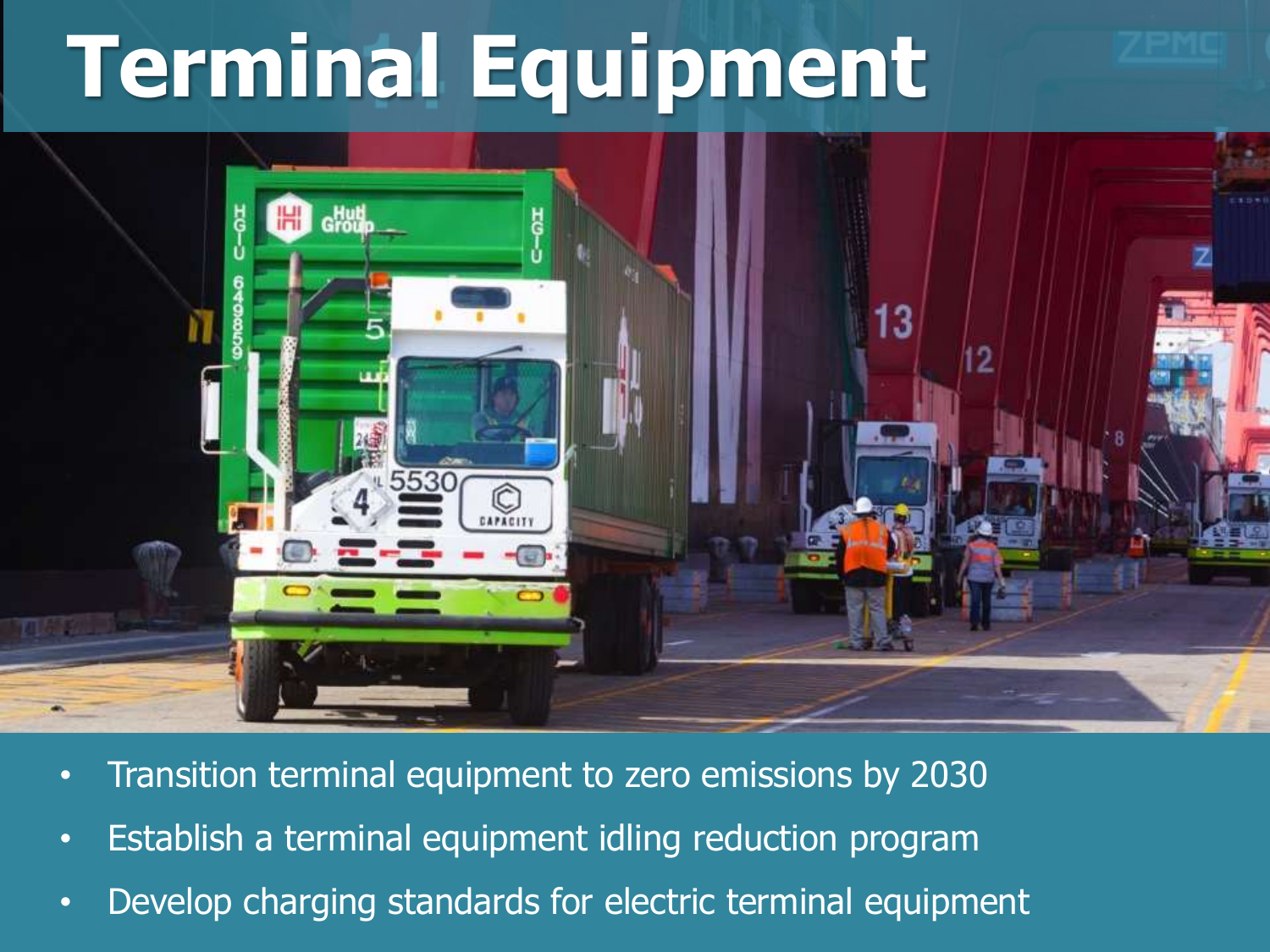# Terminal Equipment

- Transition terminal equipment to zero emissions by 2030
- Establish a terminal equipment idling reduction program
- Develop charging standards for electric terminal equipment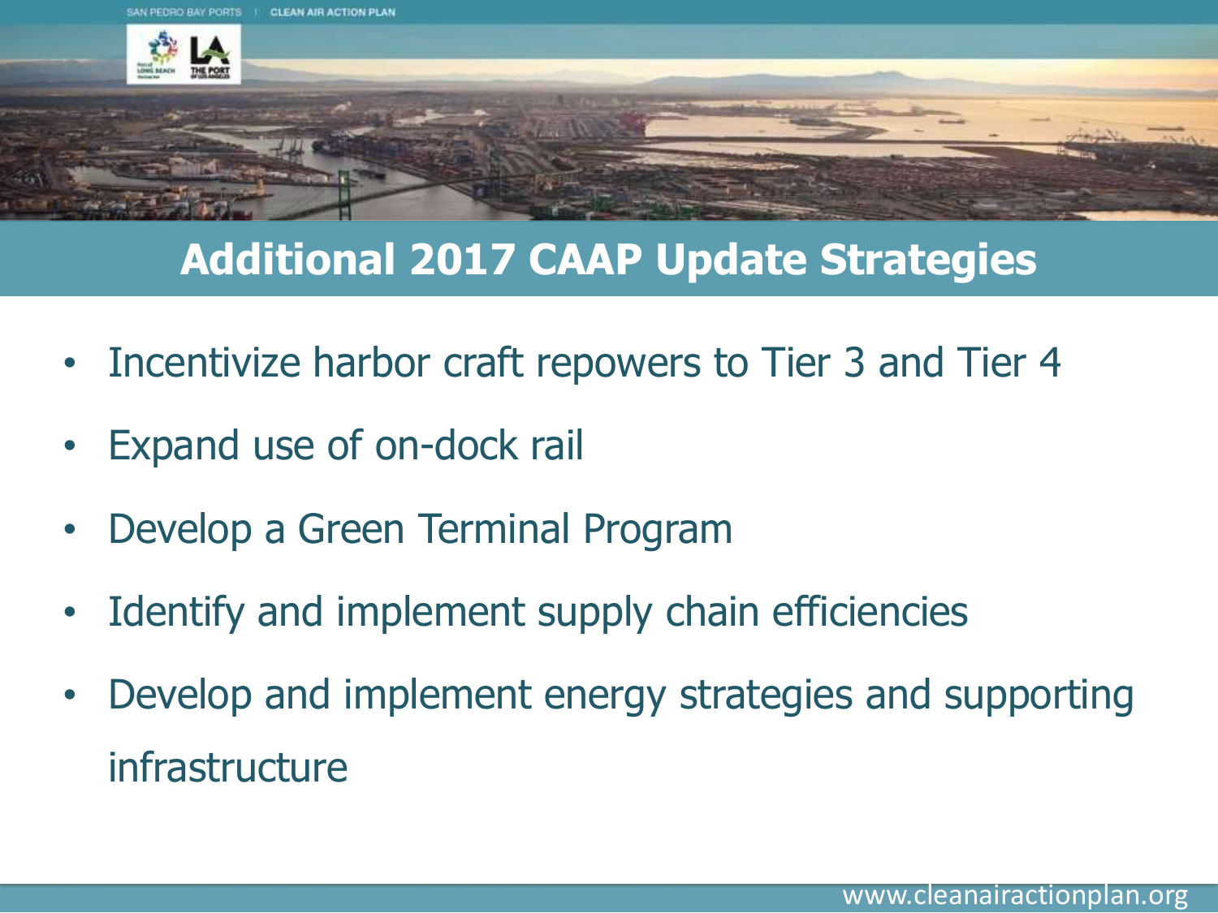## Additional 2017 CAAP Update Strategies

- Incentivize harbor craft repowers to Tier 3 and Tier 4
- Expand use of on-dock rail
- Develop a Green Terminal Program
- Identify and implement supply chain efficiencies
- Develop and implement energy strategies and supporting infrastructure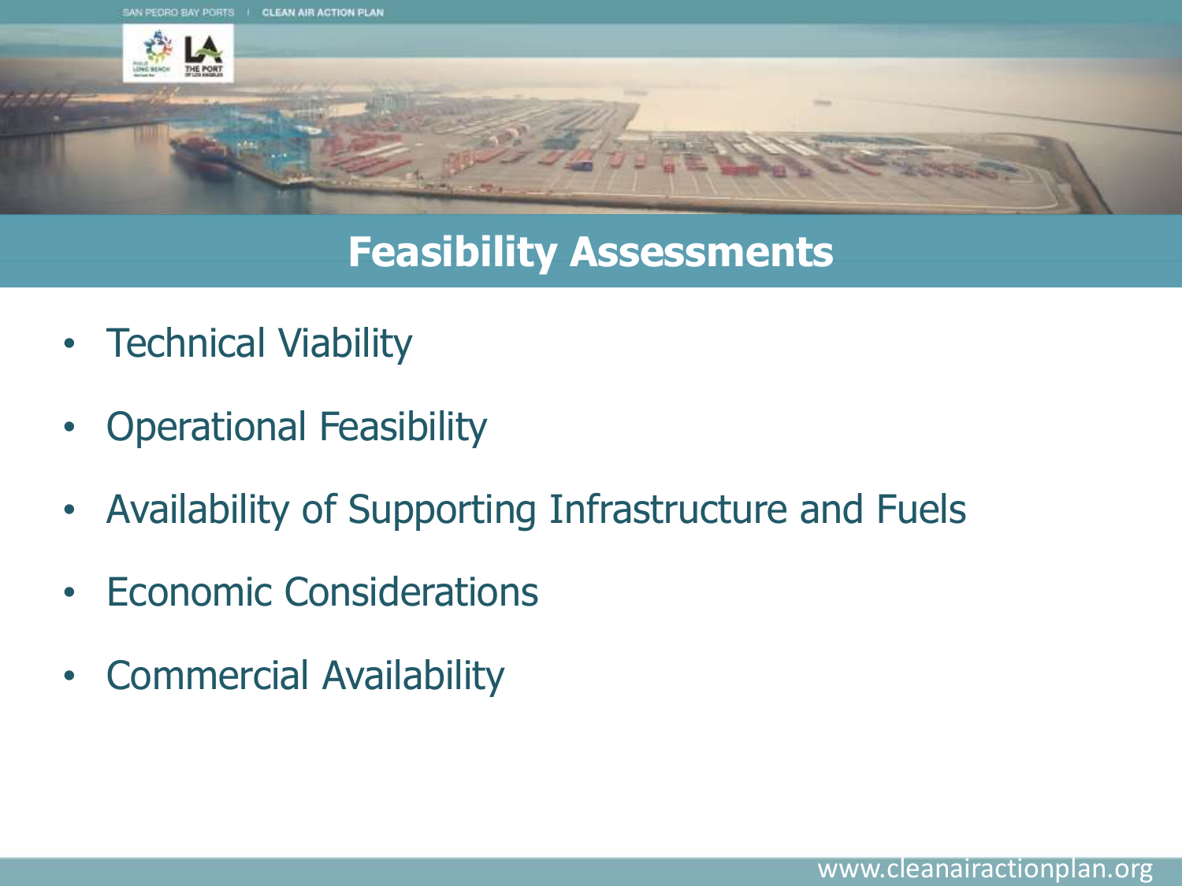# Feasibility Assessments

- Technical Viability
- Operational Feasibility
- Availability of Supporting Infrastructure and Fuels
- Economic Considerations
- Commercial Availability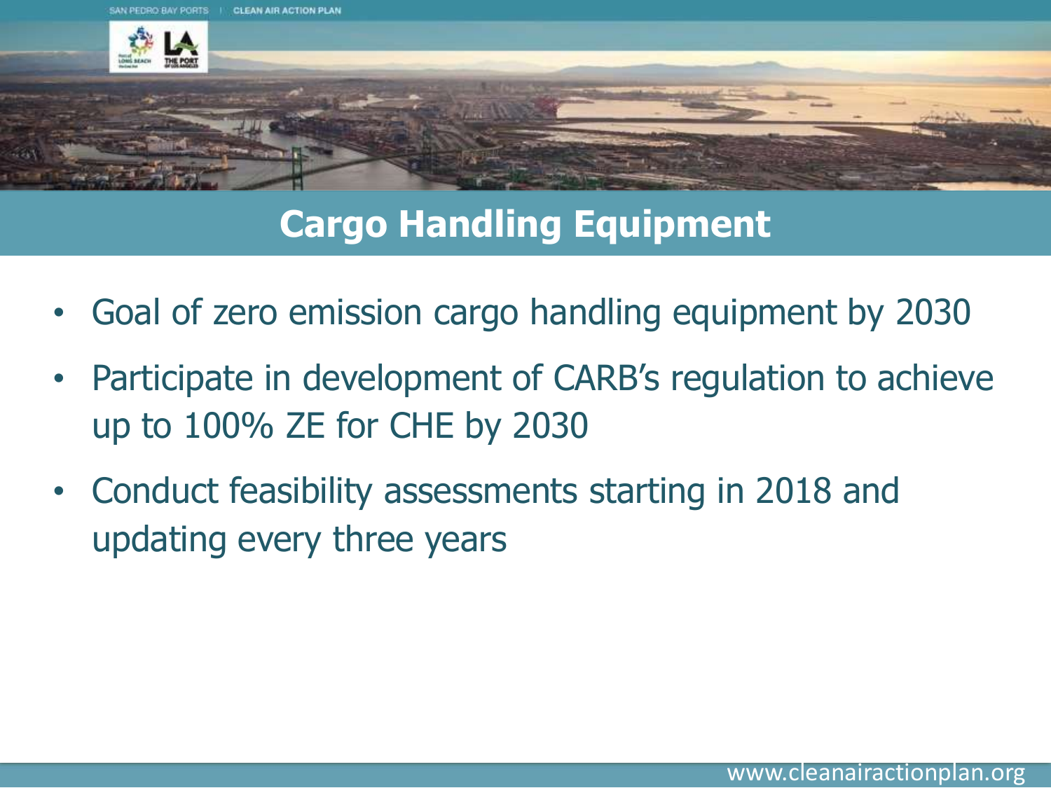## Cargo Handling Equipment

- Goal of zero emission cargo handling equipment by 2030
- Participate in development of CARB's regulation to achieve up to 100% ZE for CHE by 2030
- Conduct feasibility assessments starting in 2018 and updating every three years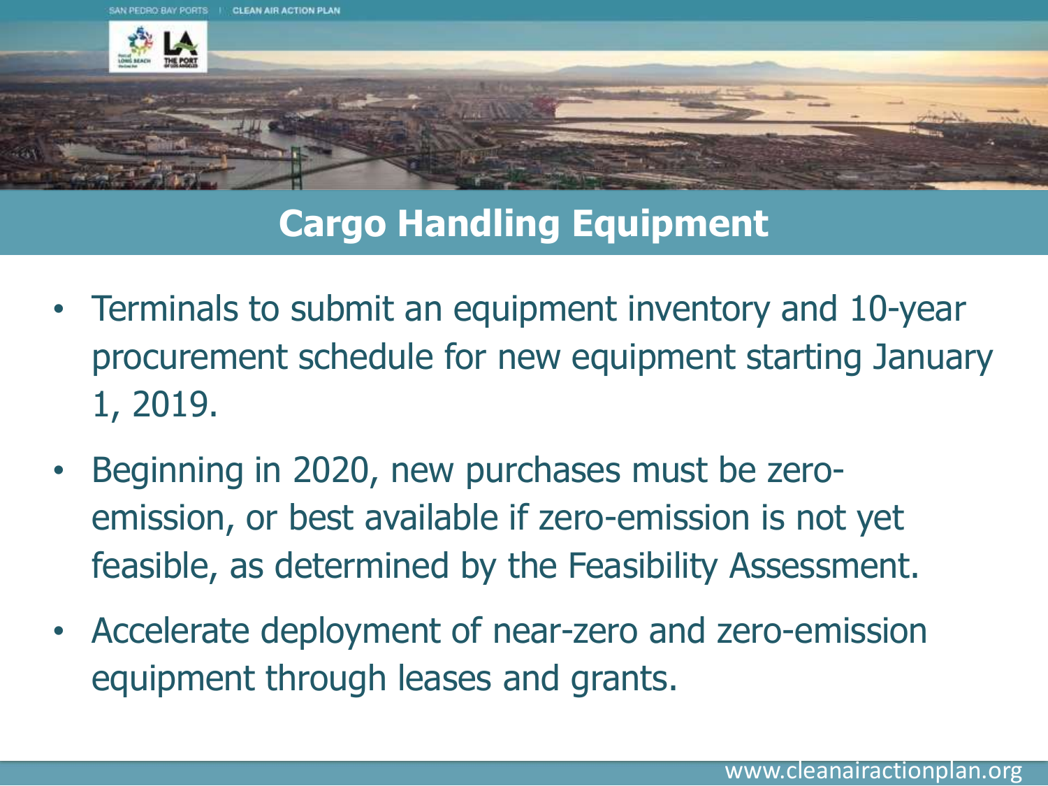# Cargo Handling Equipment

- Terminals to submit an equipment inventory and 10-year procurement schedule for new equipment starting January 1, 2019.
- Beginning in 2020, new purchases must be zero-emission, or best available if zero-emission is not yet feasible, as determined by the Feasibility Assessment.
- Accelerate deployment of near-zero and zero-emission equipment through leases and grants.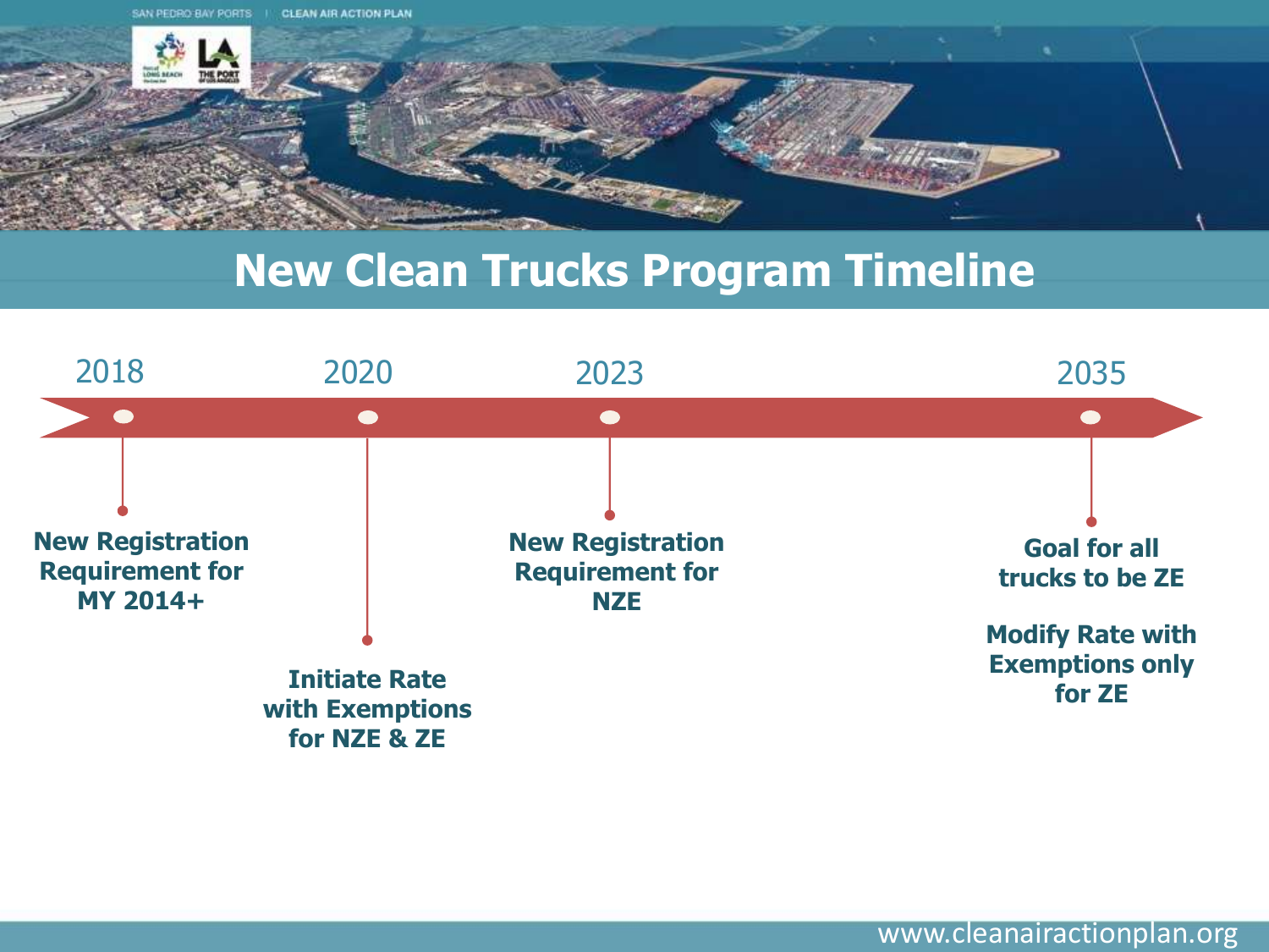# New Clean Trucks Program Timeline

**2018**

**New Registration Requirement for MY 2014+**

**2020**

**Initiate Rate with Exemptions for NZE & ZE**

**2023**

**New Registration Requirement for NZE**

**2035**

**Goal for all trucks to be ZE**

**Modify Rate with Exemptions only for ZE**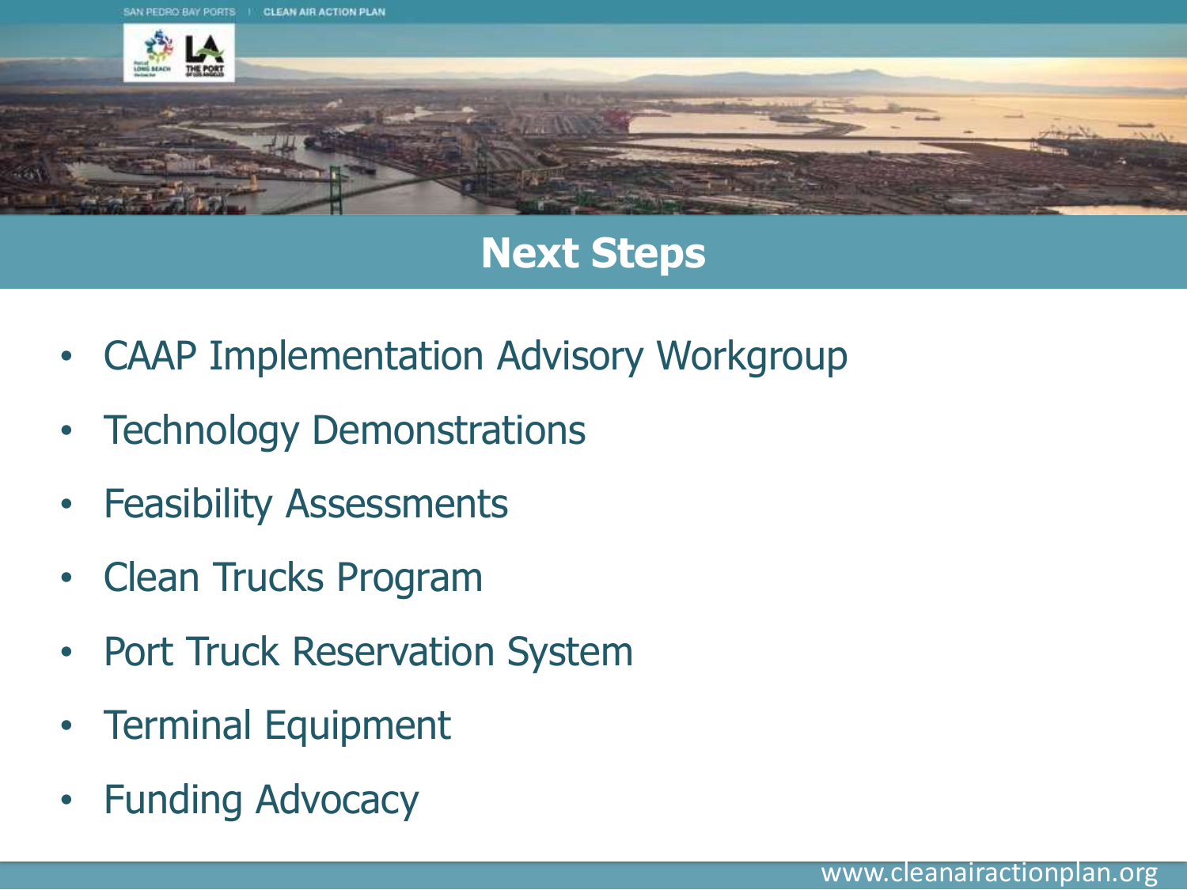## Next Steps

- CAAP Implementation Advisory Workgroup
- Technology Demonstrations
- Feasibility Assessments
- Clean Trucks Program
- Port Truck Reservation System
- Terminal Equipment
- Funding Advocacy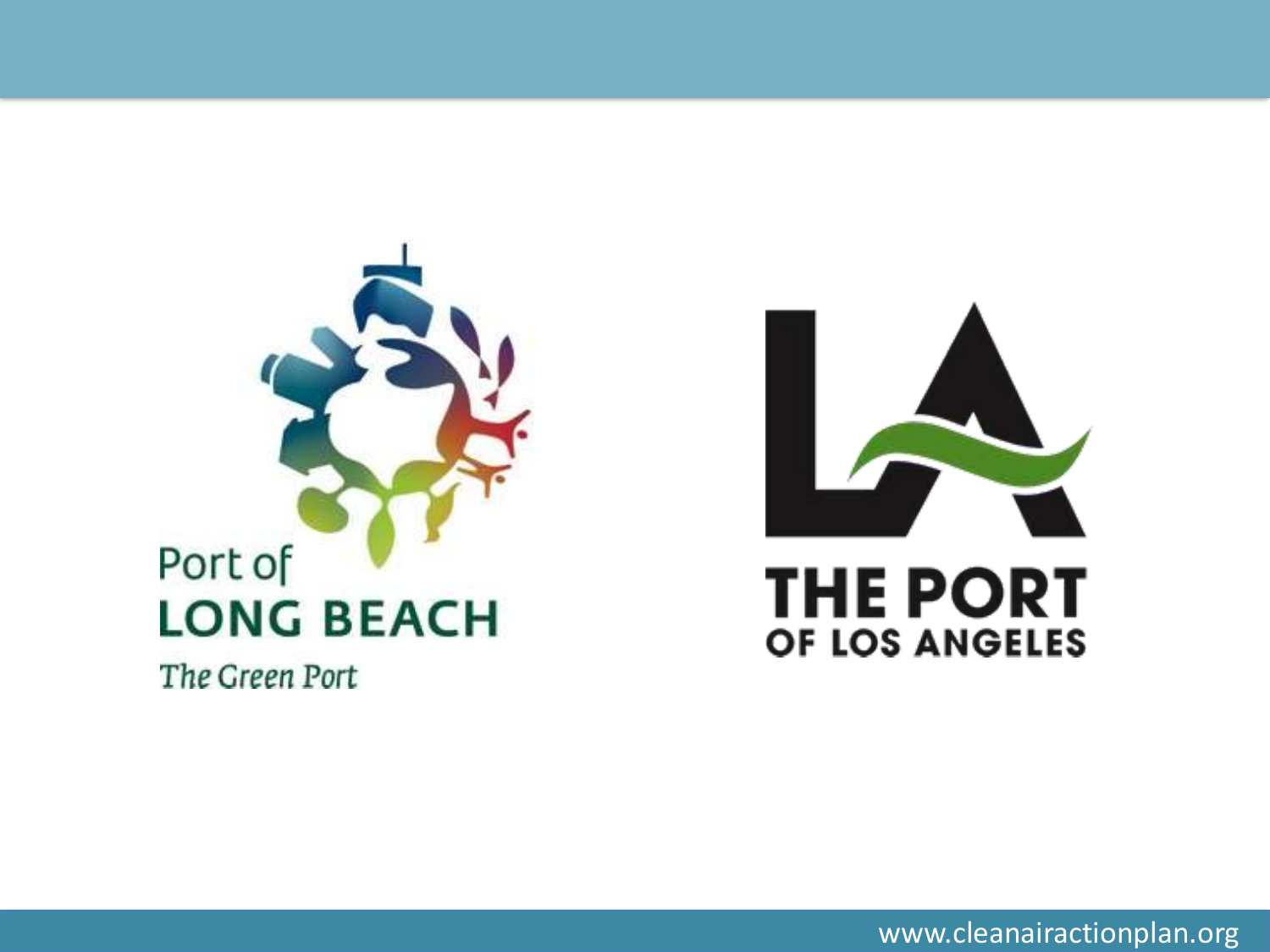Port of
LONG BEACH
The Green Port

THE PORT
OF LOS ANGELES